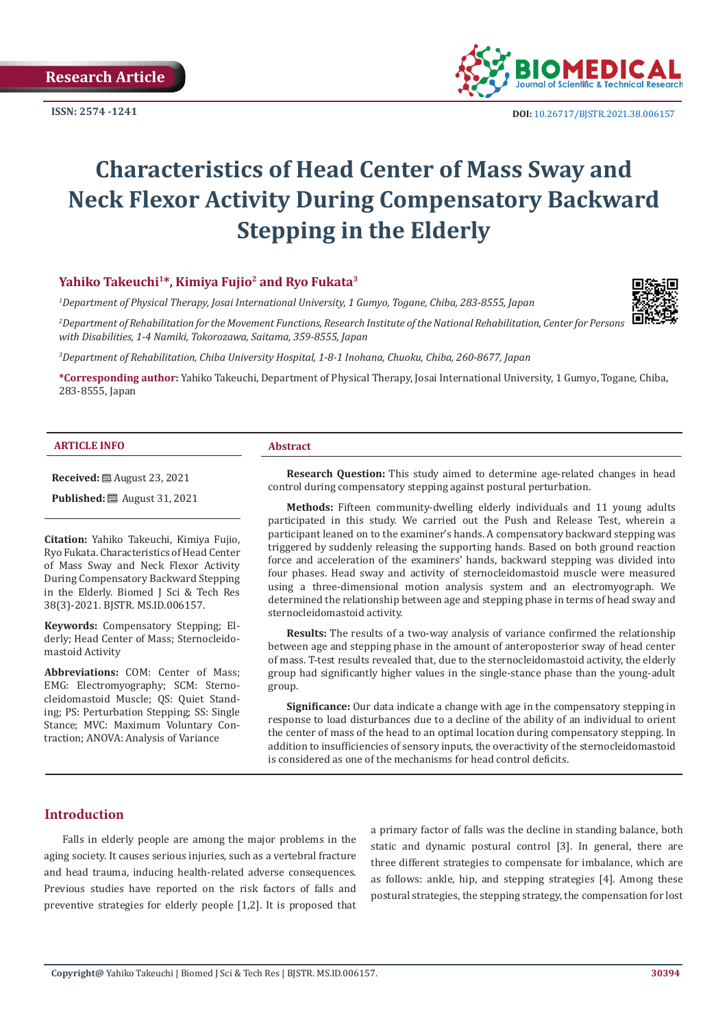Research Article

ISSN: 2574 -1241

DOI: 10.26717/BJSTR.2021.38.006157

# Characteristics of Head Center of Mass Sway and Neck Flexor Activity During Compensatory Backward Stepping in the Elderly

**Yahiko Takeuchi[1]\*, Kimiya Fujio[2] and Ryo Fukata[3]**

*[1]Department of Physical Therapy, Josai International University, 1 Gumyo, Togane, Chiba, 283-8555, Japan*

*[2]Department of Rehabilitation for the Movement Functions, Research Institute of the National Rehabilitation, Center for Persons with Disabilities, 1-4 Namiki, Tokorozawa, Saitama, 359-8555, Japan*

*[3]Department of Rehabilitation, Chiba University Hospital, 1-8-1 Inohana, Chuoku, Chiba, 260-8677, Japan*

**\*Corresponding author:** Yahiko Takeuchi, Department of Physical Therapy, Josai International University, 1 Gumyo, Togane, Chiba, 283-8555, Japan

## ARTICLE INFO

**Received:** August 23, 2021

**Published:** August 31, 2021

**Citation:** Yahiko Takeuchi, Kimiya Fujio, Ryo Fukata. Characteristics of Head Center of Mass Sway and Neck Flexor Activity During Compensatory Backward Stepping in the Elderly. Biomed J Sci & Tech Res 38(3)-2021. BJSTR. MS.ID.006157.

**Keywords:** Compensatory Stepping; Elderly; Head Center of Mass; Sternocleidomastoid Activity

**Abbreviations:** COM: Center of Mass; EMG: Electromyography; SCM: Sternocleidomastoid Muscle; QS: Quiet Standing; PS: Perturbation Stepping; SS: Single Stance; MVC: Maximum Voluntary Contraction; ANOVA: Analysis of Variance

## Abstract

**Research Question:** This study aimed to determine age-related changes in head control during compensatory stepping against postural perturbation.

**Methods:** Fifteen community-dwelling elderly individuals and 11 young adults participated in this study. We carried out the Push and Release Test, wherein a participant leaned on to the examiner's hands. A compensatory backward stepping was triggered by suddenly releasing the supporting hands. Based on both ground reaction force and acceleration of the examiners' hands, backward stepping was divided into four phases. Head sway and activity of sternocleidomastoid muscle were measured using a three-dimensional motion analysis system and an electromyograph. We determined the relationship between age and stepping phase in terms of head sway and sternocleidomastoid activity.

**Results:** The results of a two-way analysis of variance confirmed the relationship between age and stepping phase in the amount of anteroposterior sway of head center of mass. T-test results revealed that, due to the sternocleidomastoid activity, the elderly group had significantly higher values in the single-stance phase than the young-adult group.

**Significance:** Our data indicate a change with age in the compensatory stepping in response to load disturbances due to a decline of the ability of an individual to orient the center of mass of the head to an optimal location during compensatory stepping. In addition to insufficiencies of sensory inputs, the overactivity of the sternocleidomastoid is considered as one of the mechanisms for head control deficits.

## Introduction

Falls in elderly people are among the major problems in the aging society. It causes serious injuries, such as a vertebral fracture and head trauma, inducing health-related adverse consequences. Previous studies have reported on the risk factors of falls and preventive strategies for elderly people [1,2]. It is proposed that a primary factor of falls was the decline in standing balance, both static and dynamic postural control [3]. In general, there are three different strategies to compensate for imbalance, which are as follows: ankle, hip, and stepping strategies [4]. Among these postural strategies, the stepping strategy, the compensation for lost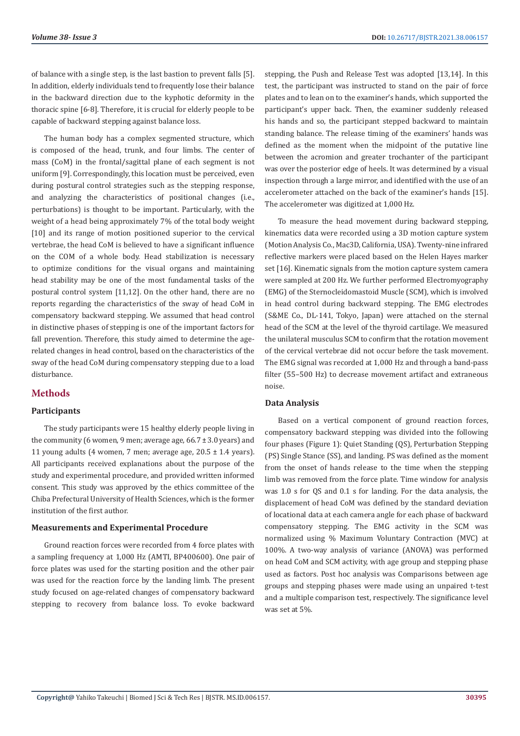of balance with a single step, is the last bastion to prevent falls [5]. In addition, elderly individuals tend to frequently lose their balance in the backward direction due to the kyphotic deformity in the thoracic spine [6-8]. Therefore, it is crucial for elderly people to be capable of backward stepping against balance loss.

The human body has a complex segmented structure, which is composed of the head, trunk, and four limbs. The center of mass (CoM) in the frontal/sagittal plane of each segment is not uniform [9]. Correspondingly, this location must be perceived, even during postural control strategies such as the stepping response, and analyzing the characteristics of positional changes (i.e., perturbations) is thought to be important. Particularly, with the weight of a head being approximately 7% of the total body weight [10] and its range of motion positioned superior to the cervical vertebrae, the head CoM is believed to have a significant influence on the COM of a whole body. Head stabilization is necessary to optimize conditions for the visual organs and maintaining head stability may be one of the most fundamental tasks of the postural control system [11,12]. On the other hand, there are no reports regarding the characteristics of the sway of head CoM in compensatory backward stepping. We assumed that head control in distinctive phases of stepping is one of the important factors for fall prevention. Therefore, this study aimed to determine the age-related changes in head control, based on the characteristics of the sway of the head CoM during compensatory stepping due to a load disturbance.

## Methods

### Participants

The study participants were 15 healthy elderly people living in the community (6 women, 9 men; average age, 66.7 ± 3.0 years) and 11 young adults (4 women, 7 men; average age, 20.5 ± 1.4 years). All participants received explanations about the purpose of the study and experimental procedure, and provided written informed consent. This study was approved by the ethics committee of the Chiba Prefectural University of Health Sciences, which is the former institution of the first author.

### Measurements and Experimental Procedure

Ground reaction forces were recorded from 4 force plates with a sampling frequency at 1,000 Hz (AMTI, BP400600). One pair of force plates was used for the starting position and the other pair was used for the reaction force by the landing limb. The present study focused on age-related changes of compensatory backward stepping to recovery from balance loss. To evoke backward stepping, the Push and Release Test was adopted [13,14]. In this test, the participant was instructed to stand on the pair of force plates and to lean on to the examiner's hands, which supported the participant's upper back. Then, the examiner suddenly released his hands and so, the participant stepped backward to maintain standing balance. The release timing of the examiners' hands was defined as the moment when the midpoint of the putative line between the acromion and greater trochanter of the participant was over the posterior edge of heels. It was determined by a visual inspection through a large mirror, and identified with the use of an accelerometer attached on the back of the examiner's hands [15]. The accelerometer was digitized at 1,000 Hz.

To measure the head movement during backward stepping, kinematics data were recorded using a 3D motion capture system (Motion Analysis Co., Mac3D, California, USA). Twenty-nine infrared reflective markers were placed based on the Helen Hayes marker set [16]. Kinematic signals from the motion capture system camera were sampled at 200 Hz. We further performed Electromyography (EMG) of the Sternocleidomastoid Muscle (SCM), which is involved in head control during backward stepping. The EMG electrodes (S&ME Co., DL-141, Tokyo, Japan) were attached on the sternal head of the SCM at the level of the thyroid cartilage. We measured the unilateral musculus SCM to confirm that the rotation movement of the cervical vertebrae did not occur before the task movement. The EMG signal was recorded at 1,000 Hz and through a band-pass filter (55–500 Hz) to decrease movement artifact and extraneous noise.

### Data Analysis

Based on a vertical component of ground reaction forces, compensatory backward stepping was divided into the following four phases (Figure 1): Quiet Standing (QS), Perturbation Stepping (PS) Single Stance (SS), and landing. PS was defined as the moment from the onset of hands release to the time when the stepping limb was removed from the force plate. Time window for analysis was 1.0 s for QS and 0.1 s for landing. For the data analysis, the displacement of head CoM was defined by the standard deviation of locational data at each camera angle for each phase of backward compensatory stepping. The EMG activity in the SCM was normalized using % Maximum Voluntary Contraction (MVC) at 100%. A two-way analysis of variance (ANOVA) was performed on head CoM and SCM activity, with age group and stepping phase used as factors. Post hoc analysis was Comparisons between age groups and stepping phases were made using an unpaired t-test and a multiple comparison test, respectively. The significance level was set at 5%.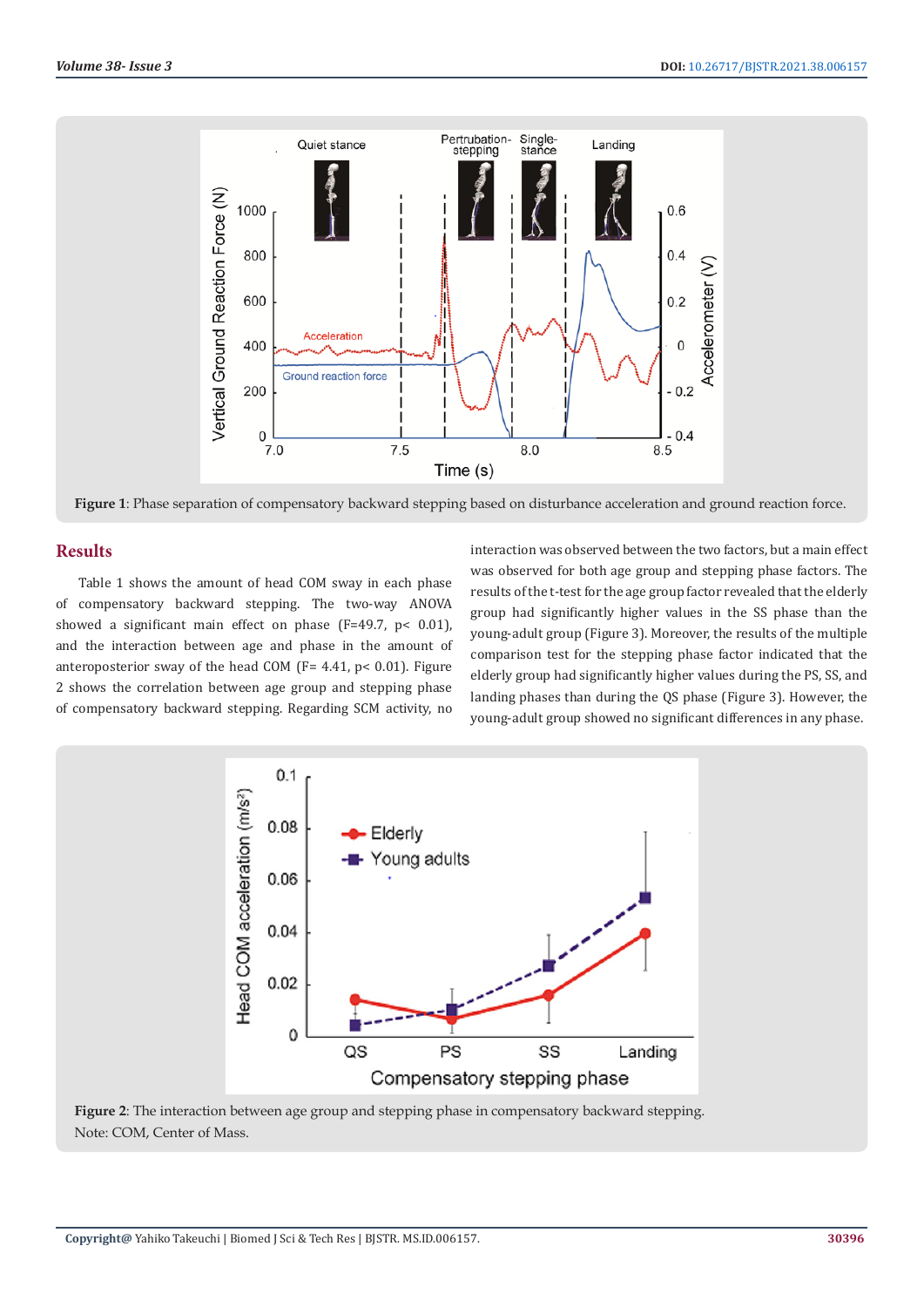Figure 1: Phase separation of compensatory backward stepping based on disturbance acceleration and ground reaction force.

## Results

Table 1 shows the amount of head COM sway in each phase of compensatory backward stepping. The two-way ANOVA showed a significant main effect on phase (F=49.7, p< 0.01), and the interaction between age and phase in the amount of anteroposterior sway of the head COM (F= 4.41, p< 0.01). Figure 2 shows the correlation between age group and stepping phase of compensatory backward stepping. Regarding SCM activity, no interaction was observed between the two factors, but a main effect was observed for both age group and stepping phase factors. The results of the t-test for the age group factor revealed that the elderly group had significantly higher values in the SS phase than the young-adult group (Figure 3). Moreover, the results of the multiple comparison test for the stepping phase factor indicated that the elderly group had significantly higher values during the PS, SS, and landing phases than during the QS phase (Figure 3). However, the young-adult group showed no significant differences in any phase.

Figure 2: The interaction between age group and stepping phase in compensatory backward stepping.
Note: COM, Center of Mass.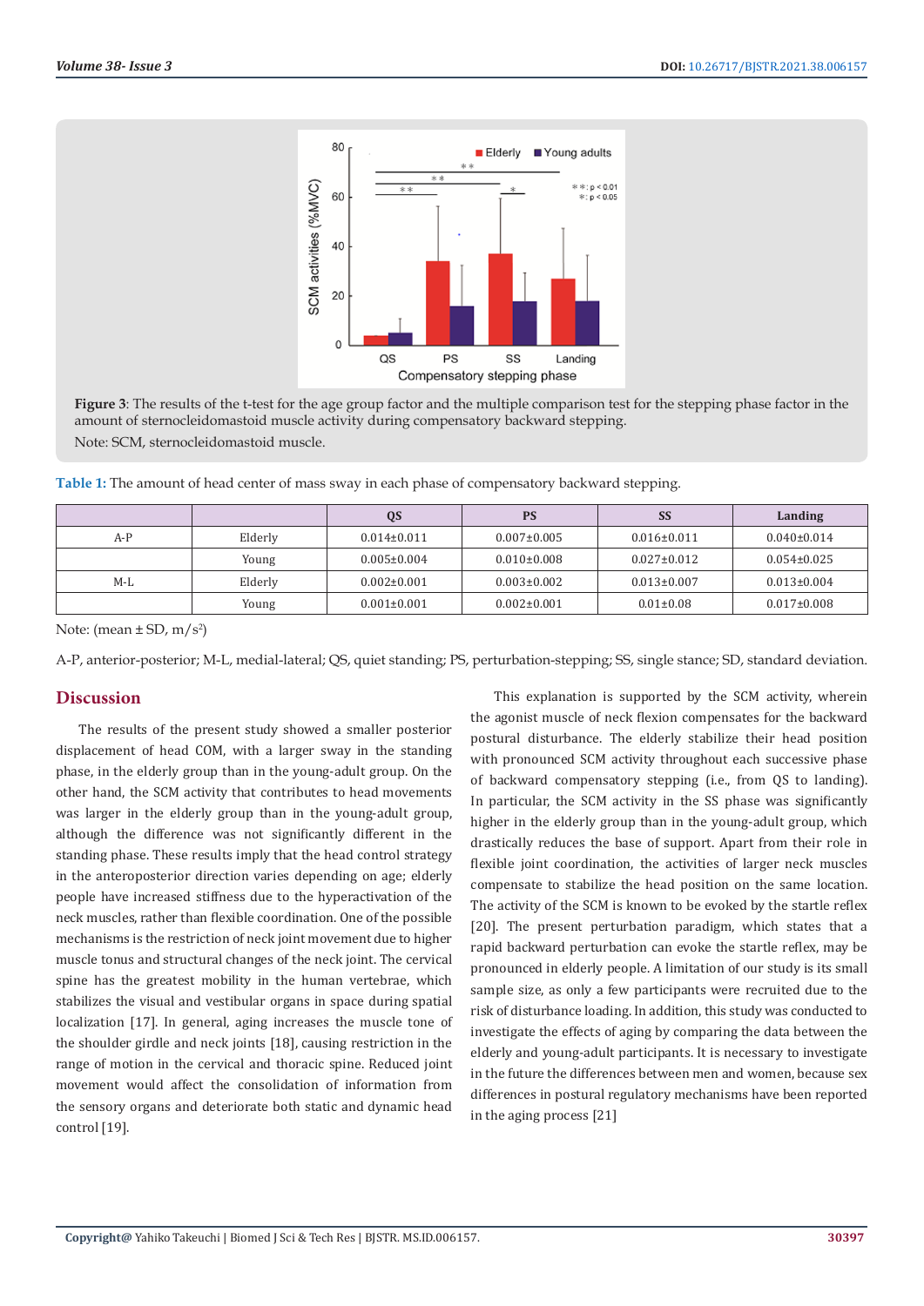**Figure 3**: The results of the t-test for the age group factor and the multiple comparison test for the stepping phase factor in the amount of sternocleidomastoid muscle activity during compensatory backward stepping.

Note: SCM, sternocleidomastoid muscle.

**Table 1:** The amount of head center of mass sway in each phase of compensatory backward stepping.

| | | QS | PS | SS | Landing |
|---|---|---|---|---|---|
| A-P | Elderly | 0.014±0.011 | 0.007±0.005 | 0.016±0.011 | 0.040±0.014 |
| | Young | 0.005±0.004 | 0.010±0.008 | 0.027±0.012 | 0.054±0.025 |
| M-L | Elderly | 0.002±0.001 | 0.003±0.002 | 0.013±0.007 | 0.013±0.004 |
| | Young | 0.001±0.001 | 0.002±0.001 | 0.01±0.08 | 0.017±0.008 |

Note: (mean ± SD, $m/s^2$)

A-P, anterior-posterior; M-L, medial-lateral; QS, quiet standing; PS, perturbation-stepping; SS, single stance; SD, standard deviation.

## Discussion

The results of the present study showed a smaller posterior displacement of head COM, with a larger sway in the standing phase, in the elderly group than in the young-adult group. On the other hand, the SCM activity that contributes to head movements was larger in the elderly group than in the young-adult group, although the difference was not significantly different in the standing phase. These results imply that the head control strategy in the anteroposterior direction varies depending on age; elderly people have increased stiffness due to the hyperactivation of the neck muscles, rather than flexible coordination. One of the possible mechanisms is the restriction of neck joint movement due to higher muscle tonus and structural changes of the neck joint. The cervical spine has the greatest mobility in the human vertebrae, which stabilizes the visual and vestibular organs in space during spatial localization [17]. In general, aging increases the muscle tone of the shoulder girdle and neck joints [18], causing restriction in the range of motion in the cervical and thoracic spine. Reduced joint movement would affect the consolidation of information from the sensory organs and deteriorate both static and dynamic head control [19].

This explanation is supported by the SCM activity, wherein the agonist muscle of neck flexion compensates for the backward postural disturbance. The elderly stabilize their head position with pronounced SCM activity throughout each successive phase of backward compensatory stepping (i.e., from QS to landing). In particular, the SCM activity in the SS phase was significantly higher in the elderly group than in the young-adult group, which drastically reduces the base of support. Apart from their role in flexible joint coordination, the activities of larger neck muscles compensate to stabilize the head position on the same location. The activity of the SCM is known to be evoked by the startle reflex [20]. The present perturbation paradigm, which states that a rapid backward perturbation can evoke the startle reflex, may be pronounced in elderly people. A limitation of our study is its small sample size, as only a few participants were recruited due to the risk of disturbance loading. In addition, this study was conducted to investigate the effects of aging by comparing the data between the elderly and young-adult participants. It is necessary to investigate in the future the differences between men and women, because sex differences in postural regulatory mechanisms have been reported in the aging process [21]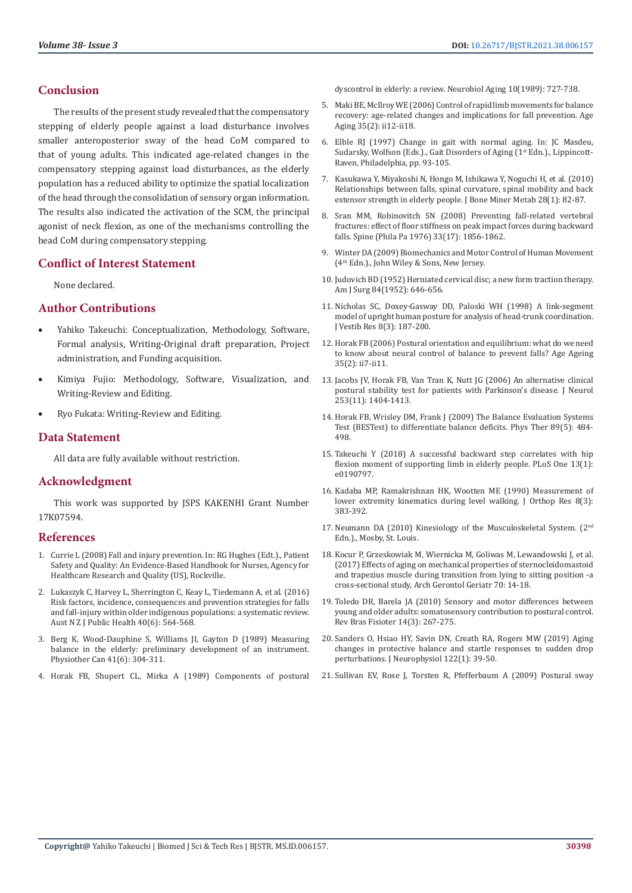## Conclusion

The results of the present study revealed that the compensatory stepping of elderly people against a load disturbance involves smaller anteroposterior sway of the head CoM compared to that of young adults. This indicated age-related changes in the compensatory stepping against load disturbances, as the elderly population has a reduced ability to optimize the spatial localization of the head through the consolidation of sensory organ information. The results also indicated the activation of the SCM, the principal agonist of neck flexion, as one of the mechanisms controlling the head CoM during compensatory stepping.

## Conflict of Interest Statement

None declared.

## Author Contributions

- Yahiko Takeuchi: Conceptualization, Methodology, Software, Formal analysis, Writing-Original draft preparation, Project administration, and Funding acquisition.
- Kimiya Fujio: Methodology, Software, Visualization, and Writing-Review and Editing.
- Ryo Fukata: Writing-Review and Editing.

## Data Statement

All data are fully available without restriction.

## Acknowledgment

This work was supported by JSPS KAKENHI Grant Number 17K07594.

## References

1. Currie L (2008) Fall and injury prevention. In: RG Hughes (Edt.)., Patient Safety and Quality: An Evidence-Based Handbook for Nurses, Agency for Healthcare Research and Quality (US), Rockville.
2. Lukaszyk C, Harvey L, Sherrington C, Keay L, Tiedemann A, et al. (2016) Risk factors, incidence, consequences and prevention strategies for falls and fall-injury within older indigenous populations: a systematic review. Aust N Z J Public Health 40(6): 564-568.
3. Berg K, Wood-Dauphine S, Williams JI, Gayton D (1989) Measuring balance in the elderly: preliminary development of an instrument. Physiother Can 41(6): 304-311.
4. Horak FB, Shupert CL, Mirka A (1989) Components of postural dyscontrol in elderly: a review. Neurobiol Aging 10(1989): 727-738.
5. Maki BE, McIlroy WE (2006) Control of rapid limb movements for balance recovery: age-related changes and implications for fall prevention. Age Aging 35(2): ii12-ii18.
6. Elble RJ (1997) Change in gait with normal aging. In: JC Masdeu, Sudarsky, Wolfson (Eds.)., Gait Disorders of Aging (1st Edn.)., Lippincott-Raven, Philadelphia, pp. 93-105.
7. Kasukawa Y, Miyakoshi N, Hongo M, Ishikawa Y, Noguchi H, et al. (2010) Relationships between falls, spinal curvature, spinal mobility and back extensor strength in elderly people. J Bone Miner Metab 28(1): 82-87.
8. Sran MM, Robinovitch SN (2008) Preventing fall-related vertebral fractures: effect of floor stiffness on peak impact forces during backward falls. Spine (Phila Pa 1976) 33(17): 1856-1862.
9. Winter DA (2009) Biomechanics and Motor Control of Human Movement (4th Edn.)., John Wiley & Sons, New Jersey.
10. Judovich BD (1952) Herniated cervical disc; a new form traction therapy. Am J Surg 84(1952): 646-656.
11. Nicholas SC, Doxey-Gasway DD, Paloski WH (1998) A link-segment model of upright human posture for analysis of head-trunk coordination. J Vestib Res 8(3): 187-200.
12. Horak FB (2006) Postural orientation and equilibrium: what do we need to know about neural control of balance to prevent falls? Age Ageing 35(2): ii7-ii11.
13. Jacobs JV, Horak FB, Van Tran K, Nutt JG (2006) An alternative clinical postural stability test for patients with Parkinson's disease. J Neurol 253(11): 1404-1413.
14. Horak FB, Wrisley DM, Frank J (2009) The Balance Evaluation Systems Test (BESTest) to differentiate balance deficits. Phys Ther 89(5): 484-498.
15. Takeuchi Y (2018) A successful backward step correlates with hip flexion moment of supporting limb in elderly people. PLoS One 13(1): e0190797.
16. Kadaba MP, Ramakrishnan HK, Wootten ME (1990) Measurement of lower extremity kinematics during level walking. J Orthop Res 8(3): 383-392.
17. Neumann DA (2010) Kinesiology of the Musculoskeletal System. (2nd Edn.)., Mosby, St. Louis.
18. Kocur P, Grzeskowiak M, Wiernicka M, Goliwas M, Lewandowski J, et al. (2017) Effects of aging on mechanical properties of sternocleidomastoid and trapezius muscle during transition from lying to sitting position -a cross-sectional study, Arch Gerontol Geriatr 70: 14-18.
19. Toledo DR, Barela JA (2010) Sensory and motor differences between young and older adults: somatosensory contribution to postural control. Rev Bras Fisioter 14(3): 267-275.
20. Sanders O, Hsiao HY, Savin DN, Creath RA, Rogers MW (2019) Aging changes in protective balance and startle responses to sudden drop perturbations. J Neurophysiol 122(1): 39-50.
21. Sullivan EV, Rose J, Torsten R, Pfefferbaum A (2009) Postural sway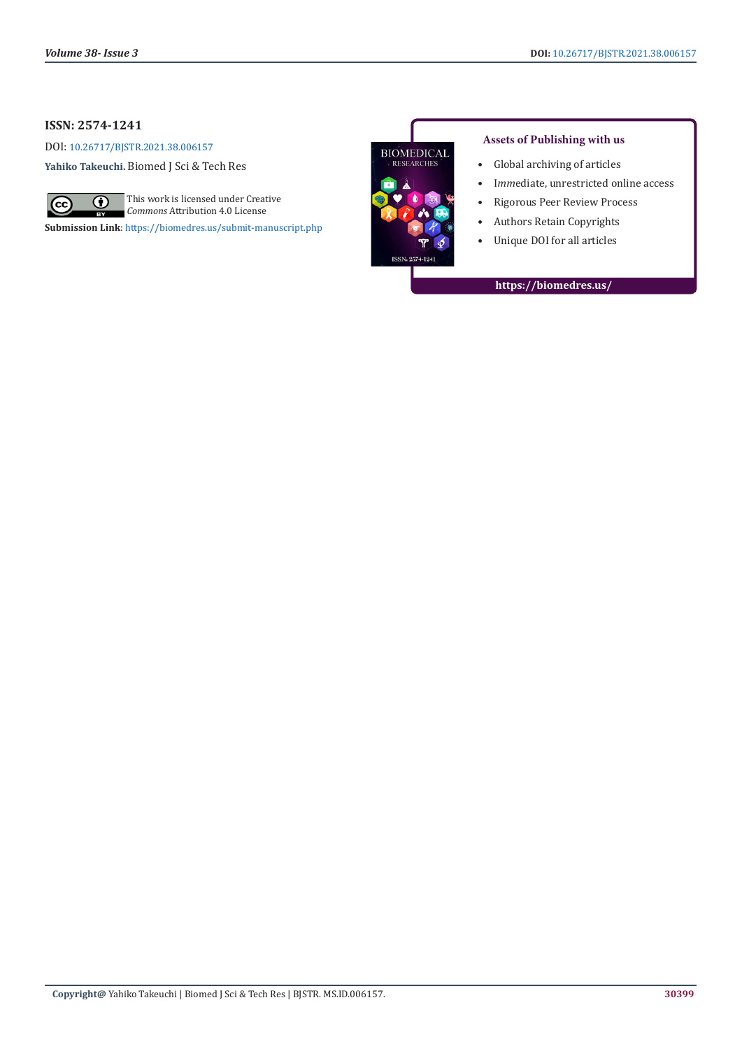**ISSN: 2574-1241**

DOI: 10.26717/BJSTR.2021.38.006157

**Yahiko Takeuchi.** Biomed J Sci & Tech Res

This work is licensed under Creative *Commons* Attribution 4.0 License

**Submission Link**: https://biomedres.us/submit-manuscript.php

BIOMEDICAL RESEARCHES

ISSN: 2574-1241

**Assets of Publishing with us**

- Global archiving of articles
- Immediate, unrestricted online access
- Rigorous Peer Review Process
- Authors Retain Copyrights
- Unique DOI for all articles

**https://biomedres.us/**